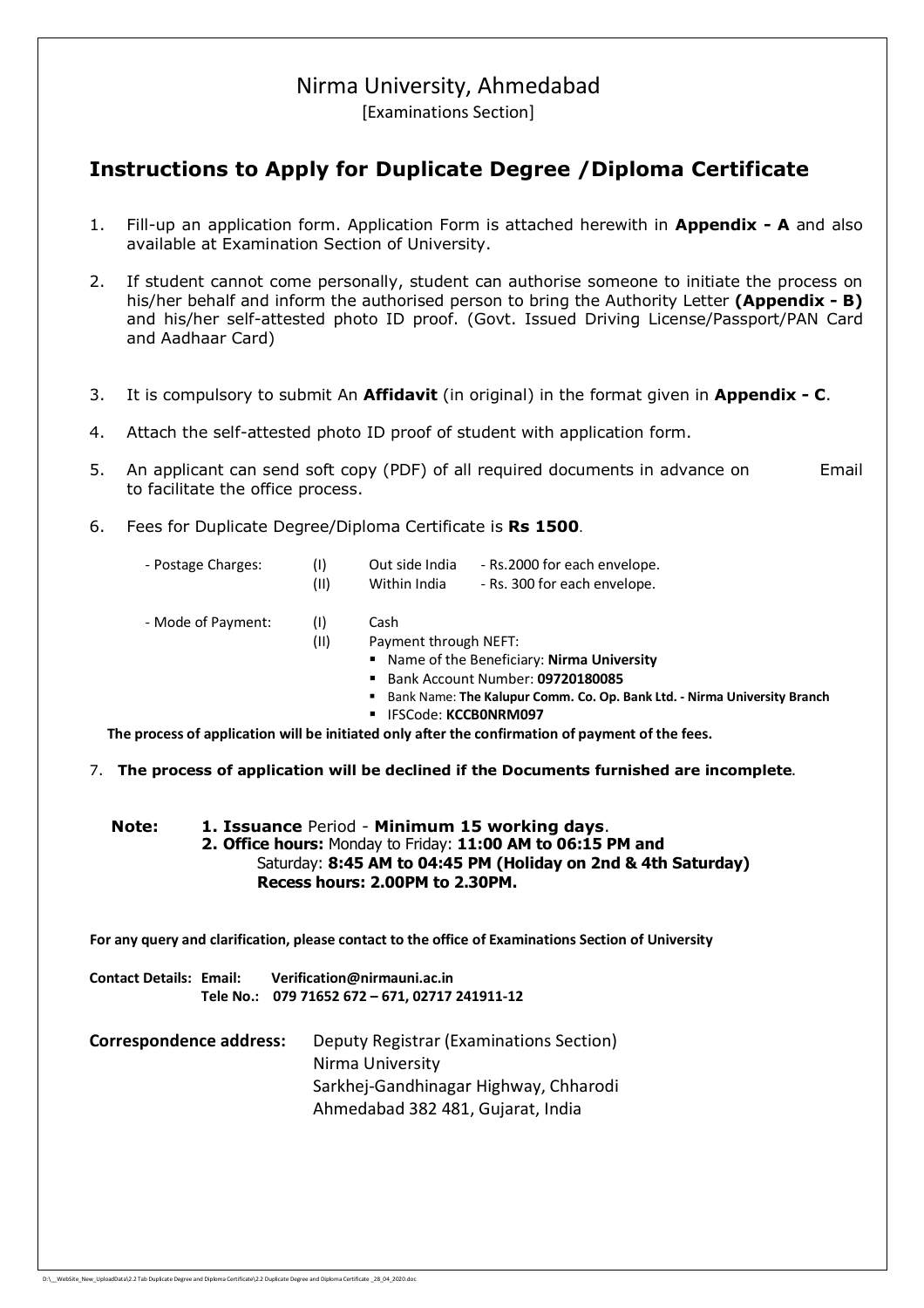# Nirma University, Ahmedabad

[Examinations Section]

## Instructions to Apply for Duplicate Degree /Diploma Certificate

1. Fill-up an application form. Application Form is attached herewith in **Appendix - A** and also available at Examination Section of University.
2. If student cannot come personally, student can authorise someone to initiate the process on his/her behalf and inform the authorised person to bring the Authority Letter **(Appendix - B)** and his/her self-attested photo ID proof. (Govt. Issued Driving License/Passport/PAN Card and Aadhaar Card)
3. It is compulsory to submit An **Affidavit** (in original) in the format given in **Appendix - C**.
4. Attach the self-attested photo ID proof of student with application form.
5. An applicant can send soft copy (PDF) of all required documents in advance on Email to facilitate the office process.
6. Fees for Duplicate Degree/Diploma Certificate is **Rs 1500**.

   - Postage Charges:
     - (I) Out side India - Rs.2000 for each envelope.
     - (II) Within India - Rs. 300 for each envelope.
   - Mode of Payment:
     - (I) Cash
     - (II) Payment through NEFT:
       - Name of the Beneficiary: **Nirma University**
       - Bank Account Number: **09720180085**
       - Bank Name: **The Kalupur Comm. Co. Op. Bank Ltd. - Nirma University Branch**
       - IFSCode: **KCCB0NRM097**

   **The process of application will be initiated only after the confirmation of payment of the fees.**

7. **The process of application will be declined if the Documents furnished are incomplete**.

**Note:**

1. **Issuance** Period - **Minimum 15 working days**.
2. **Office hours:** Monday to Friday: **11:00 AM to 06:15 PM and** Saturday: **8:45 AM to 04:45 PM (Holiday on 2nd & 4th Saturday)** **Recess hours: 2.00PM to 2.30PM.**

**For any query and clarification, please contact to the office of Examinations Section of University**

**Contact Details: Email: Verification@nirmauni.ac.in**
**Tele No.: 079 71652 672 – 671, 02717 241911-12**

**Correspondence address:** Deputy Registrar (Examinations Section)
Nirma University
Sarkhej-Gandhinagar Highway, Chharodi
Ahmedabad 382 481, Gujarat, India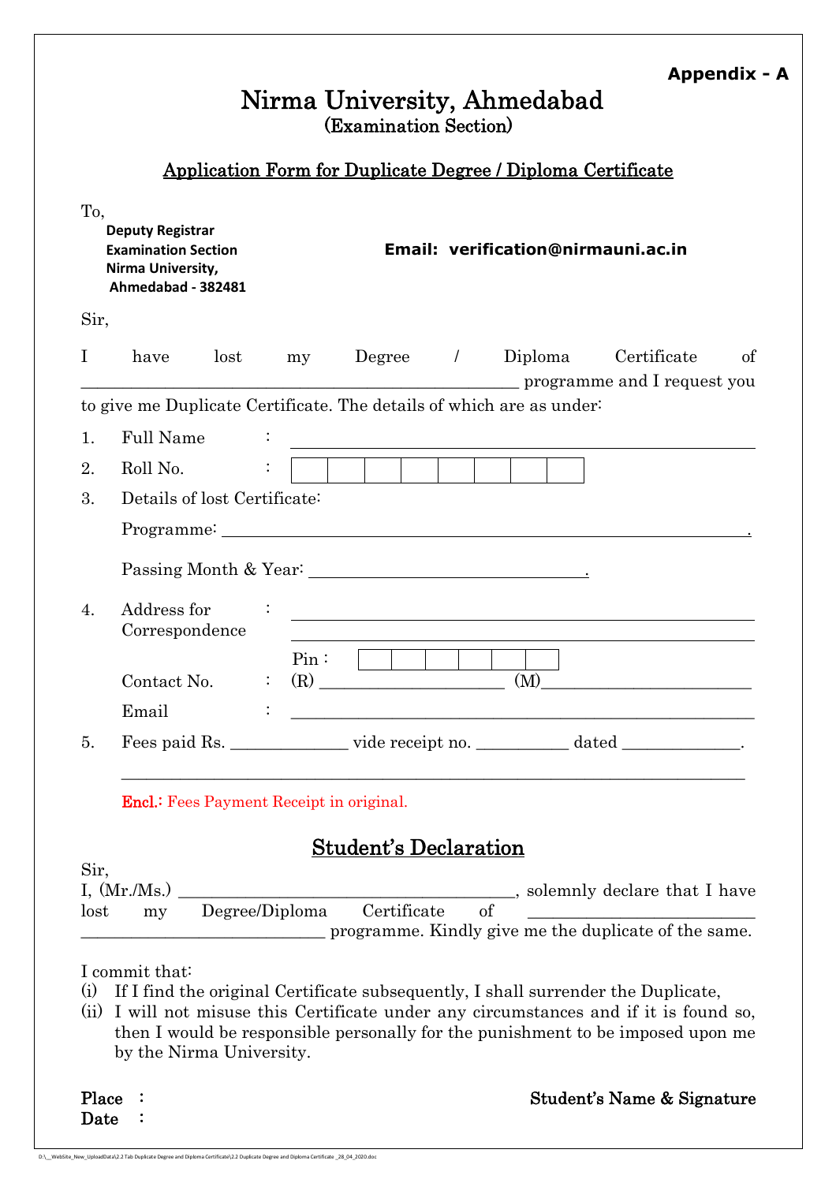**Appendix - A**

# Nirma University, Ahmedabad

## (Examination Section)

### Application Form for Duplicate Degree / Diploma Certificate

To,

**Deputy Registrar**
**Examination Section**
**Nirma University,**
**Ahmedabad - 382481**

**Email: verification@nirmauni.ac.in**

Sir,

I have lost my Degree / Diploma Certificate of ______________________________________________ programme and I request you to give me Duplicate Certificate. The details of which are as under:

1. Full Name : ______________________________________________

2. Roll No. : | | | | | | | | |

3. Details of lost Certificate:

   Programme: ______________________________________________.

   Passing Month & Year: ______________________________.

4. Address for Correspondence : ______________________________________________
   ______________________________________________

   Pin : | | | | | | |

   Contact No. : (R) ____________________ (M)______________________

   Email : ______________________________________________

5. Fees paid Rs. ____________ vide receipt no. __________ dated ____________.

   ______________________________________________________________________

   **Encl.**: Fees Payment Receipt in original.

## Student's Declaration

Sir,

I, (Mr./Ms.) ____________________________________, solemnly declare that I have lost my Degree/Diploma Certificate of ________________________ ____________________________ programme. Kindly give me the duplicate of the same.

I commit that:

(i) If I find the original Certificate subsequently, I shall surrender the Duplicate,

(ii) I will not misuse this Certificate under any circumstances and if it is found so, then I would be responsible personally for the punishment to be imposed upon me by the Nirma University.

**Place :**
**Date :**

**Student's Name & Signature**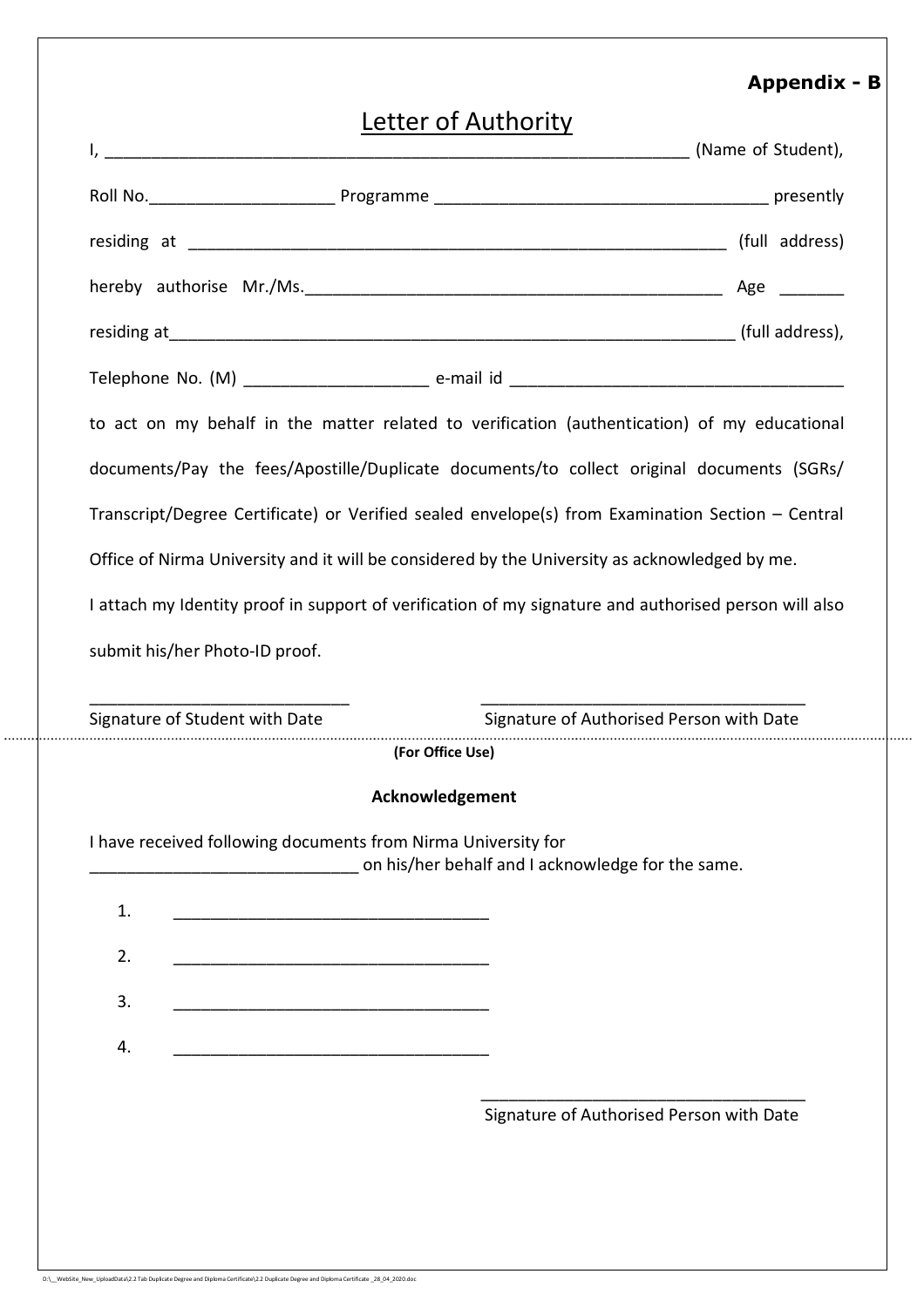**Appendix - B**

# Letter of Authority

I, ______________________________________________________________ (Name of Student),

Roll No.____________________ Programme ____________________________________ presently

residing at ___________________________________________________________ (full address)

hereby authorise Mr./Ms.____________________________________________ Age _______

residing at____________________________________________________________ (full address),

Telephone No. (M) ___________________ e-mail id ___________________________________

to act on my behalf in the matter related to verification (authentication) of my educational documents/Pay the fees/Apostille/Duplicate documents/to collect original documents (SGRs/ Transcript/Degree Certificate) or Verified sealed envelope(s) from Examination Section – Central Office of Nirma University and it will be considered by the University as acknowledged by me.

I attach my Identity proof in support of verification of my signature and authorised person will also submit his/her Photo-ID proof.

____________________________ Signature of Student with Date

___________________________________ Signature of Authorised Person with Date

---

**(For Office Use)**

**Acknowledgement**

I have received following documents from Nirma University for _____________________________ on his/her behalf and I acknowledge for the same.

1. __________________________________
2. __________________________________
3. __________________________________
4. __________________________________

___________________________________
Signature of Authorised Person with Date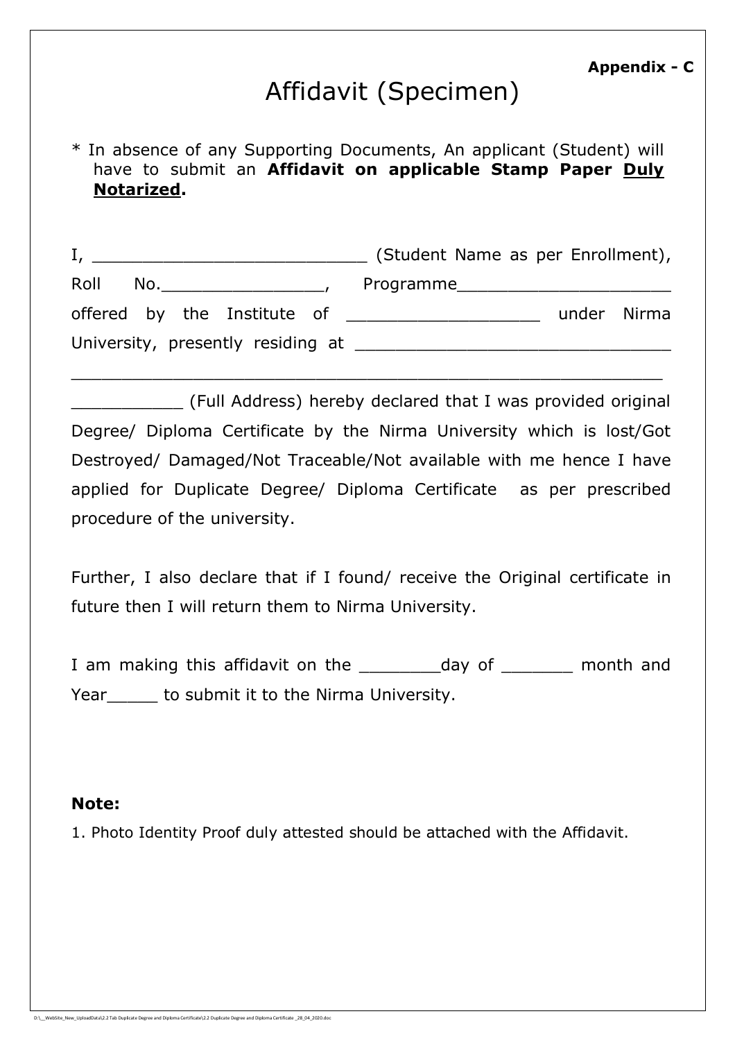**Appendix - C**

# Affidavit (Specimen)

* In absence of any Supporting Documents, An applicant (Student) will have to submit an **Affidavit on applicable Stamp Paper <u>Duly Notarized</u>.**

I, ___________________________ (Student Name as per Enrollment), Roll No.________________, Programme_____________________ offered by the Institute of ___________________ under Nirma University, presently residing at _______________________________ __________________________________________________________ ___________ (Full Address) hereby declared that I was provided original Degree/ Diploma Certificate by the Nirma University which is lost/Got Destroyed/ Damaged/Not Traceable/Not available with me hence I have applied for Duplicate Degree/ Diploma Certificate as per prescribed procedure of the university.

Further, I also declare that if I found/ receive the Original certificate in future then I will return them to Nirma University.

I am making this affidavit on the ________day of _______ month and Year_____ to submit it to the Nirma University.

**Note:**

1. Photo Identity Proof duly attested should be attached with the Affidavit.